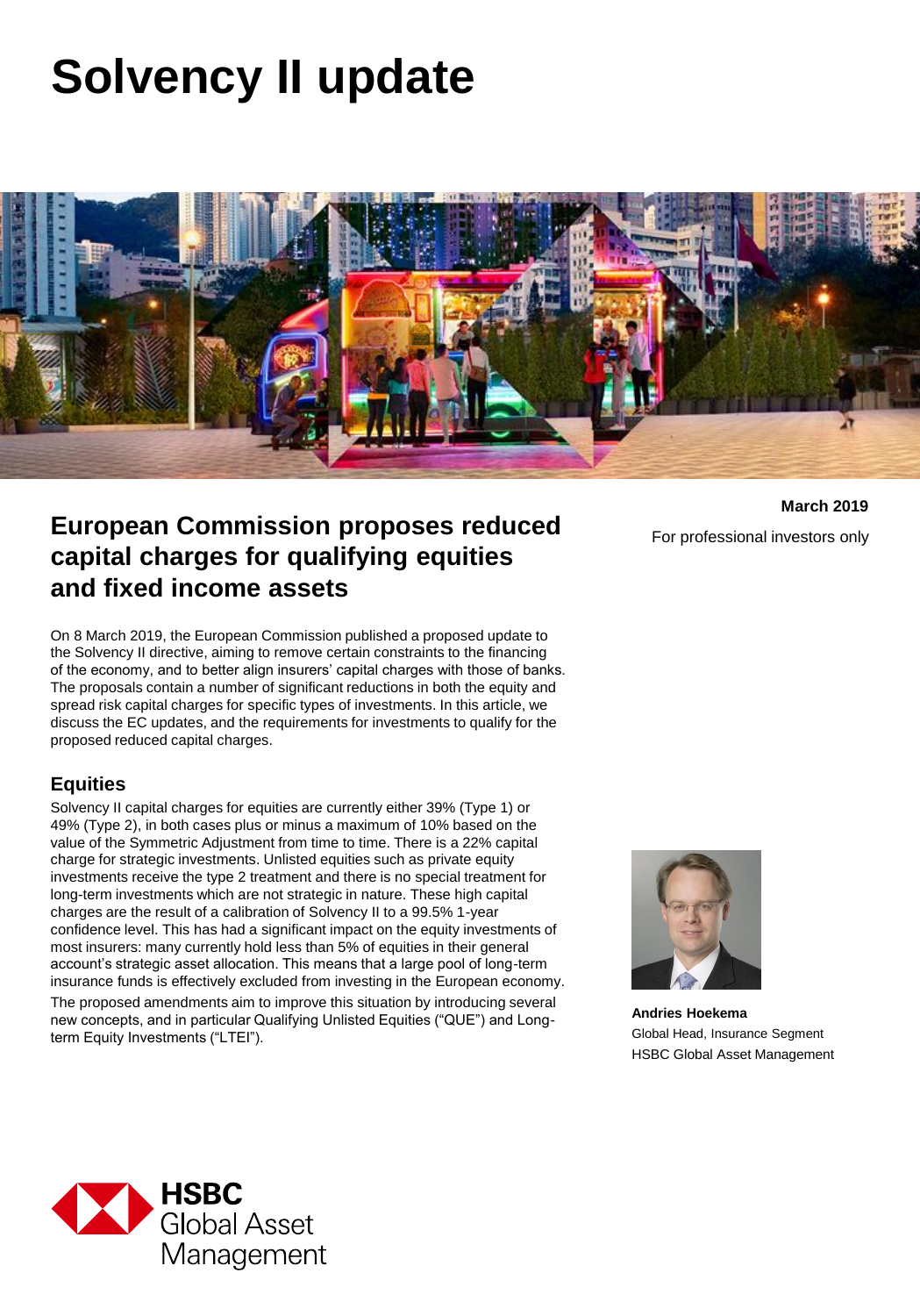# Solvency II update

March 2019

For professional investors only

## European Commission proposes reduced capital charges for qualifying equities and fixed income assets

On 8 March 2019, the European Commission published a proposed update to the Solvency II directive, aiming to remove certain constraints to the financing of the economy, and to better align insurers' capital charges with those of banks. The proposals contain a number of significant reductions in both the equity and spread risk capital charges for specific types of investments. In this article, we discuss the EC updates, and the requirements for investments to qualify for the proposed reduced capital charges.

### Equities

Solvency II capital charges for equities are currently either 39% (Type 1) or 49% (Type 2), in both cases plus or minus a maximum of 10% based on the value of the Symmetric Adjustment from time to time. There is a 22% capital charge for strategic investments. Unlisted equities such as private equity investments receive the type 2 treatment and there is no special treatment for long-term investments which are not strategic in nature. These high capital charges are the result of a calibration of Solvency II to a 99.5% 1-year confidence level. This has had a significant impact on the equity investments of most insurers: many currently hold less than 5% of equities in their general account's strategic asset allocation. This means that a large pool of long-term insurance funds is effectively excluded from investing in the European economy.

The proposed amendments aim to improve this situation by introducing several new concepts, and in particular Qualifying Unlisted Equities ("QUE") and Long-term Equity Investments ("LTEI").

**Andries Hoekema**
Global Head, Insurance Segment
HSBC Global Asset Management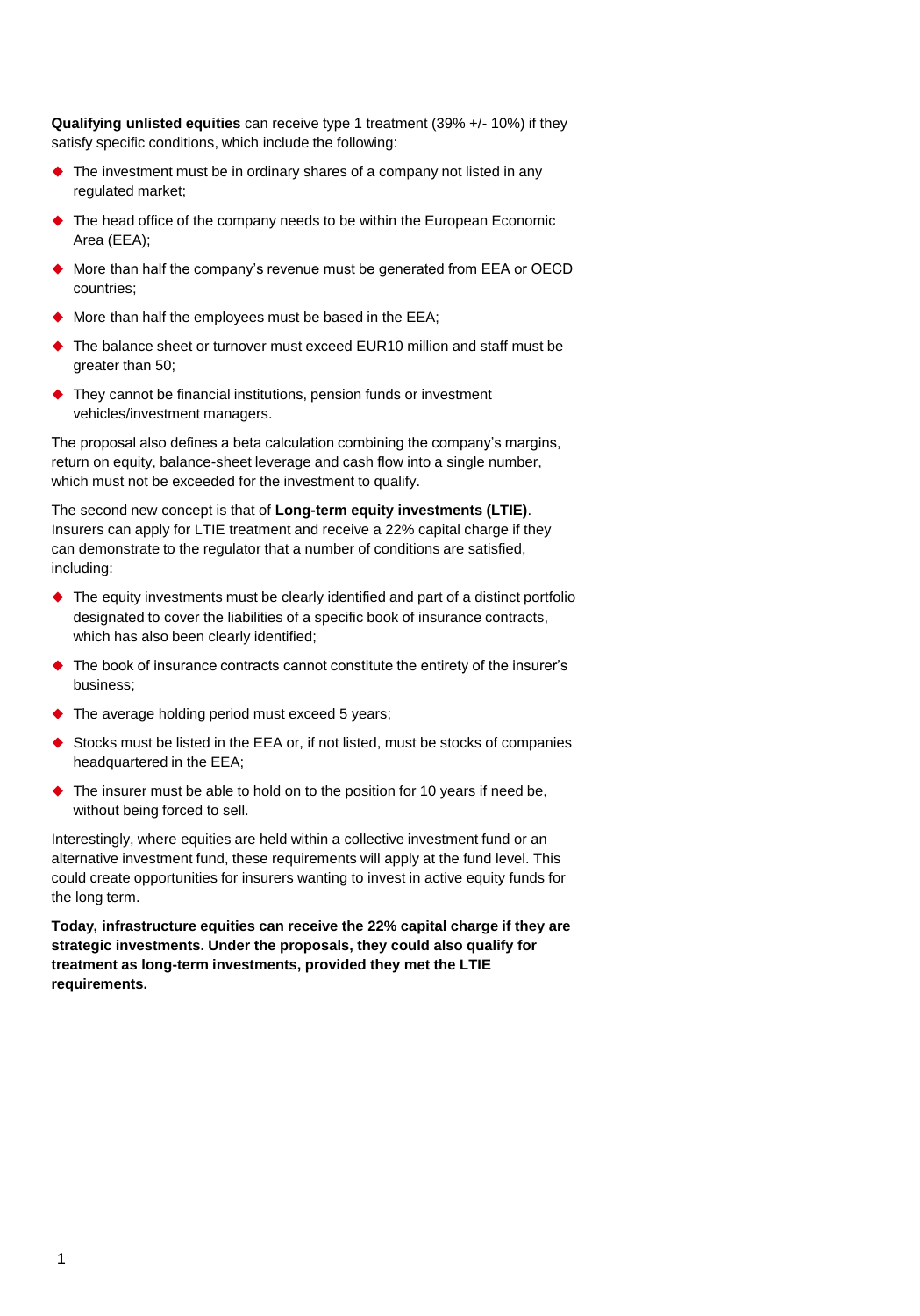**Qualifying unlisted equities** can receive type 1 treatment (39% +/- 10%) if they satisfy specific conditions, which include the following:

- The investment must be in ordinary shares of a company not listed in any regulated market;
- The head office of the company needs to be within the European Economic Area (EEA);
- More than half the company's revenue must be generated from EEA or OECD countries;
- More than half the employees must be based in the EEA;
- The balance sheet or turnover must exceed EUR10 million and staff must be greater than 50;
- They cannot be financial institutions, pension funds or investment vehicles/investment managers.

The proposal also defines a beta calculation combining the company's margins, return on equity, balance-sheet leverage and cash flow into a single number, which must not be exceeded for the investment to qualify.

The second new concept is that of **Long-term equity investments (LTIE)**. Insurers can apply for LTIE treatment and receive a 22% capital charge if they can demonstrate to the regulator that a number of conditions are satisfied, including:

- The equity investments must be clearly identified and part of a distinct portfolio designated to cover the liabilities of a specific book of insurance contracts, which has also been clearly identified;
- The book of insurance contracts cannot constitute the entirety of the insurer's business;
- The average holding period must exceed 5 years;
- Stocks must be listed in the EEA or, if not listed, must be stocks of companies headquartered in the EEA;
- The insurer must be able to hold on to the position for 10 years if need be, without being forced to sell.

Interestingly, where equities are held within a collective investment fund or an alternative investment fund, these requirements will apply at the fund level. This could create opportunities for insurers wanting to invest in active equity funds for the long term.

**Today, infrastructure equities can receive the 22% capital charge if they are strategic investments. Under the proposals, they could also qualify for treatment as long-term investments, provided they met the LTIE requirements.**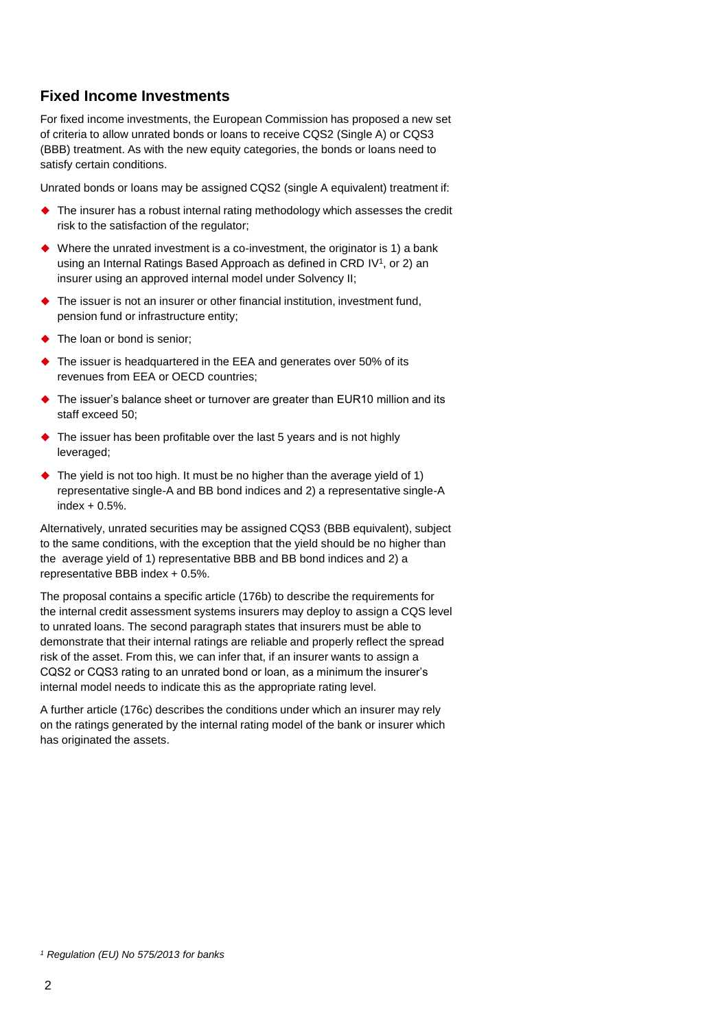## Fixed Income Investments

For fixed income investments, the European Commission has proposed a new set of criteria to allow unrated bonds or loans to receive CQS2 (Single A) or CQS3 (BBB) treatment. As with the new equity categories, the bonds or loans need to satisfy certain conditions.

Unrated bonds or loans may be assigned CQS2 (single A equivalent) treatment if:

- The insurer has a robust internal rating methodology which assesses the credit risk to the satisfaction of the regulator;
- Where the unrated investment is a co-investment, the originator is 1) a bank using an Internal Ratings Based Approach as defined in CRD IV[1], or 2) an insurer using an approved internal model under Solvency II;
- The issuer is not an insurer or other financial institution, investment fund, pension fund or infrastructure entity;
- The loan or bond is senior;
- The issuer is headquartered in the EEA and generates over 50% of its revenues from EEA or OECD countries;
- The issuer's balance sheet or turnover are greater than EUR10 million and its staff exceed 50;
- The issuer has been profitable over the last 5 years and is not highly leveraged;
- The yield is not too high. It must be no higher than the average yield of 1) representative single-A and BB bond indices and 2) a representative single-A index + 0.5%.

Alternatively, unrated securities may be assigned CQS3 (BBB equivalent), subject to the same conditions, with the exception that the yield should be no higher than the average yield of 1) representative BBB and BB bond indices and 2) a representative BBB index + 0.5%.

The proposal contains a specific article (176b) to describe the requirements for the internal credit assessment systems insurers may deploy to assign a CQS level to unrated loans. The second paragraph states that insurers must be able to demonstrate that their internal ratings are reliable and properly reflect the spread risk of the asset. From this, we can infer that, if an insurer wants to assign a CQS2 or CQS3 rating to an unrated bond or loan, as a minimum the insurer's internal model needs to indicate this as the appropriate rating level.

A further article (176c) describes the conditions under which an insurer may rely on the ratings generated by the internal rating model of the bank or insurer which has originated the assets.

[1] *Regulation (EU) No 575/2013 for banks*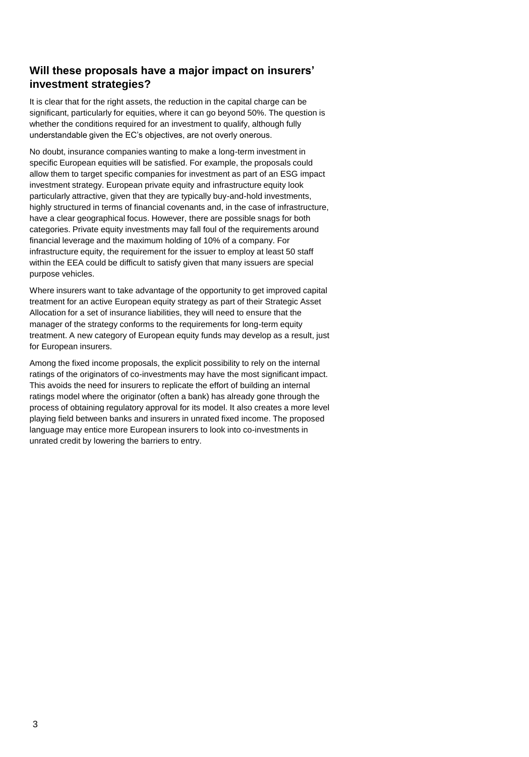## Will these proposals have a major impact on insurers' investment strategies?

It is clear that for the right assets, the reduction in the capital charge can be significant, particularly for equities, where it can go beyond 50%. The question is whether the conditions required for an investment to qualify, although fully understandable given the EC's objectives, are not overly onerous.

No doubt, insurance companies wanting to make a long-term investment in specific European equities will be satisfied. For example, the proposals could allow them to target specific companies for investment as part of an ESG impact investment strategy. European private equity and infrastructure equity look particularly attractive, given that they are typically buy-and-hold investments, highly structured in terms of financial covenants and, in the case of infrastructure, have a clear geographical focus. However, there are possible snags for both categories. Private equity investments may fall foul of the requirements around financial leverage and the maximum holding of 10% of a company. For infrastructure equity, the requirement for the issuer to employ at least 50 staff within the EEA could be difficult to satisfy given that many issuers are special purpose vehicles.

Where insurers want to take advantage of the opportunity to get improved capital treatment for an active European equity strategy as part of their Strategic Asset Allocation for a set of insurance liabilities, they will need to ensure that the manager of the strategy conforms to the requirements for long-term equity treatment. A new category of European equity funds may develop as a result, just for European insurers.

Among the fixed income proposals, the explicit possibility to rely on the internal ratings of the originators of co-investments may have the most significant impact. This avoids the need for insurers to replicate the effort of building an internal ratings model where the originator (often a bank) has already gone through the process of obtaining regulatory approval for its model. It also creates a more level playing field between banks and insurers in unrated fixed income. The proposed language may entice more European insurers to look into co-investments in unrated credit by lowering the barriers to entry.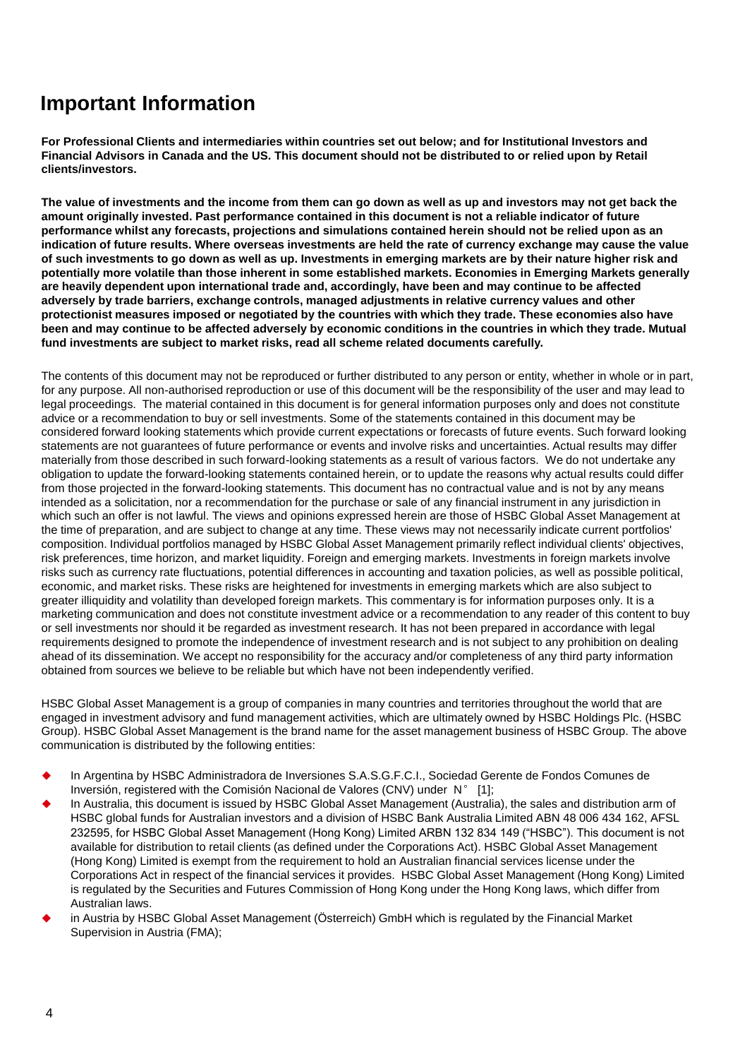# Important Information

**For Professional Clients and intermediaries within countries set out below; and for Institutional Investors and Financial Advisors in Canada and the US. This document should not be distributed to or relied upon by Retail clients/investors.**

**The value of investments and the income from them can go down as well as up and investors may not get back the amount originally invested. Past performance contained in this document is not a reliable indicator of future performance whilst any forecasts, projections and simulations contained herein should not be relied upon as an indication of future results. Where overseas investments are held the rate of currency exchange may cause the value of such investments to go down as well as up. Investments in emerging markets are by their nature higher risk and potentially more volatile than those inherent in some established markets. Economies in Emerging Markets generally are heavily dependent upon international trade and, accordingly, have been and may continue to be affected adversely by trade barriers, exchange controls, managed adjustments in relative currency values and other protectionist measures imposed or negotiated by the countries with which they trade. These economies also have been and may continue to be affected adversely by economic conditions in the countries in which they trade. Mutual fund investments are subject to market risks, read all scheme related documents carefully.**

The contents of this document may not be reproduced or further distributed to any person or entity, whether in whole or in part, for any purpose. All non-authorised reproduction or use of this document will be the responsibility of the user and may lead to legal proceedings. The material contained in this document is for general information purposes only and does not constitute advice or a recommendation to buy or sell investments. Some of the statements contained in this document may be considered forward looking statements which provide current expectations or forecasts of future events. Such forward looking statements are not guarantees of future performance or events and involve risks and uncertainties. Actual results may differ materially from those described in such forward-looking statements as a result of various factors. We do not undertake any obligation to update the forward-looking statements contained herein, or to update the reasons why actual results could differ from those projected in the forward-looking statements. This document has no contractual value and is not by any means intended as a solicitation, nor a recommendation for the purchase or sale of any financial instrument in any jurisdiction in which such an offer is not lawful. The views and opinions expressed herein are those of HSBC Global Asset Management at the time of preparation, and are subject to change at any time. These views may not necessarily indicate current portfolios' composition. Individual portfolios managed by HSBC Global Asset Management primarily reflect individual clients' objectives, risk preferences, time horizon, and market liquidity. Foreign and emerging markets. Investments in foreign markets involve risks such as currency rate fluctuations, potential differences in accounting and taxation policies, as well as possible political, economic, and market risks. These risks are heightened for investments in emerging markets which are also subject to greater illiquidity and volatility than developed foreign markets. This commentary is for information purposes only. It is a marketing communication and does not constitute investment advice or a recommendation to any reader of this content to buy or sell investments nor should it be regarded as investment research. It has not been prepared in accordance with legal requirements designed to promote the independence of investment research and is not subject to any prohibition on dealing ahead of its dissemination. We accept no responsibility for the accuracy and/or completeness of any third party information obtained from sources we believe to be reliable but which have not been independently verified.

HSBC Global Asset Management is a group of companies in many countries and territories throughout the world that are engaged in investment advisory and fund management activities, which are ultimately owned by HSBC Holdings Plc. (HSBC Group). HSBC Global Asset Management is the brand name for the asset management business of HSBC Group. The above communication is distributed by the following entities:

- In Argentina by HSBC Administradora de Inversiones S.A.S.G.F.C.I., Sociedad Gerente de Fondos Comunes de Inversión, registered with the Comisión Nacional de Valores (CNV) under N° [1];
- In Australia, this document is issued by HSBC Global Asset Management (Australia), the sales and distribution arm of HSBC global funds for Australian investors and a division of HSBC Bank Australia Limited ABN 48 006 434 162, AFSL 232595, for HSBC Global Asset Management (Hong Kong) Limited ARBN 132 834 149 ("HSBC"). This document is not available for distribution to retail clients (as defined under the Corporations Act). HSBC Global Asset Management (Hong Kong) Limited is exempt from the requirement to hold an Australian financial services license under the Corporations Act in respect of the financial services it provides. HSBC Global Asset Management (Hong Kong) Limited is regulated by the Securities and Futures Commission of Hong Kong under the Hong Kong laws, which differ from Australian laws.
- in Austria by HSBC Global Asset Management (Österreich) GmbH which is regulated by the Financial Market Supervision in Austria (FMA);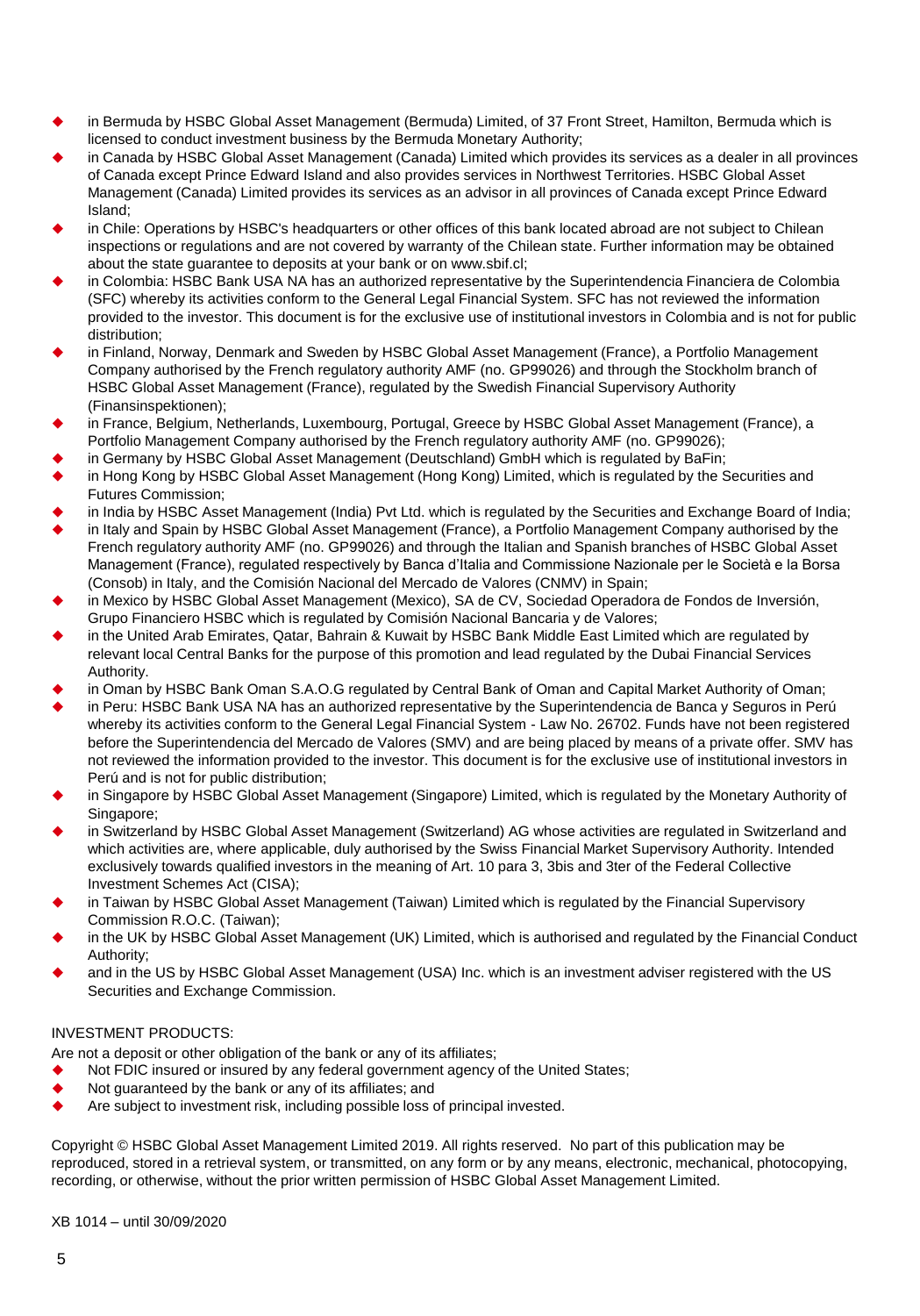- in Bermuda by HSBC Global Asset Management (Bermuda) Limited, of 37 Front Street, Hamilton, Bermuda which is licensed to conduct investment business by the Bermuda Monetary Authority;
- in Canada by HSBC Global Asset Management (Canada) Limited which provides its services as a dealer in all provinces of Canada except Prince Edward Island and also provides services in Northwest Territories. HSBC Global Asset Management (Canada) Limited provides its services as an advisor in all provinces of Canada except Prince Edward Island;
- in Chile: Operations by HSBC's headquarters or other offices of this bank located abroad are not subject to Chilean inspections or regulations and are not covered by warranty of the Chilean state. Further information may be obtained about the state guarantee to deposits at your bank or on www.sbif.cl;
- in Colombia: HSBC Bank USA NA has an authorized representative by the Superintendencia Financiera de Colombia (SFC) whereby its activities conform to the General Legal Financial System. SFC has not reviewed the information provided to the investor. This document is for the exclusive use of institutional investors in Colombia and is not for public distribution;
- in Finland, Norway, Denmark and Sweden by HSBC Global Asset Management (France), a Portfolio Management Company authorised by the French regulatory authority AMF (no. GP99026) and through the Stockholm branch of HSBC Global Asset Management (France), regulated by the Swedish Financial Supervisory Authority (Finansinspektionen);
- in France, Belgium, Netherlands, Luxembourg, Portugal, Greece by HSBC Global Asset Management (France), a Portfolio Management Company authorised by the French regulatory authority AMF (no. GP99026);
- in Germany by HSBC Global Asset Management (Deutschland) GmbH which is regulated by BaFin;
- in Hong Kong by HSBC Global Asset Management (Hong Kong) Limited, which is regulated by the Securities and Futures Commission;
- in India by HSBC Asset Management (India) Pvt Ltd. which is regulated by the Securities and Exchange Board of India;
- in Italy and Spain by HSBC Global Asset Management (France), a Portfolio Management Company authorised by the French regulatory authority AMF (no. GP99026) and through the Italian and Spanish branches of HSBC Global Asset Management (France), regulated respectively by Banca d'Italia and Commissione Nazionale per le Società e la Borsa (Consob) in Italy, and the Comisión Nacional del Mercado de Valores (CNMV) in Spain;
- in Mexico by HSBC Global Asset Management (Mexico), SA de CV, Sociedad Operadora de Fondos de Inversión, Grupo Financiero HSBC which is regulated by Comisión Nacional Bancaria y de Valores;
- in the United Arab Emirates, Qatar, Bahrain & Kuwait by HSBC Bank Middle East Limited which are regulated by relevant local Central Banks for the purpose of this promotion and lead regulated by the Dubai Financial Services Authority.
- in Oman by HSBC Bank Oman S.A.O.G regulated by Central Bank of Oman and Capital Market Authority of Oman;
- in Peru: HSBC Bank USA NA has an authorized representative by the Superintendencia de Banca y Seguros in Perú whereby its activities conform to the General Legal Financial System - Law No. 26702. Funds have not been registered before the Superintendencia del Mercado de Valores (SMV) and are being placed by means of a private offer. SMV has not reviewed the information provided to the investor. This document is for the exclusive use of institutional investors in Perú and is not for public distribution;
- in Singapore by HSBC Global Asset Management (Singapore) Limited, which is regulated by the Monetary Authority of Singapore;
- in Switzerland by HSBC Global Asset Management (Switzerland) AG whose activities are regulated in Switzerland and which activities are, where applicable, duly authorised by the Swiss Financial Market Supervisory Authority. Intended exclusively towards qualified investors in the meaning of Art. 10 para 3, 3bis and 3ter of the Federal Collective Investment Schemes Act (CISA);
- in Taiwan by HSBC Global Asset Management (Taiwan) Limited which is regulated by the Financial Supervisory Commission R.O.C. (Taiwan);
- in the UK by HSBC Global Asset Management (UK) Limited, which is authorised and regulated by the Financial Conduct Authority;
- and in the US by HSBC Global Asset Management (USA) Inc. which is an investment adviser registered with the US Securities and Exchange Commission.

INVESTMENT PRODUCTS:

Are not a deposit or other obligation of the bank or any of its affiliates;

- Not FDIC insured or insured by any federal government agency of the United States;
- Not guaranteed by the bank or any of its affiliates; and
- Are subject to investment risk, including possible loss of principal invested.

Copyright © HSBC Global Asset Management Limited 2019. All rights reserved. No part of this publication may be reproduced, stored in a retrieval system, or transmitted, on any form or by any means, electronic, mechanical, photocopying, recording, or otherwise, without the prior written permission of HSBC Global Asset Management Limited.

XB 1014 – until 30/09/2020